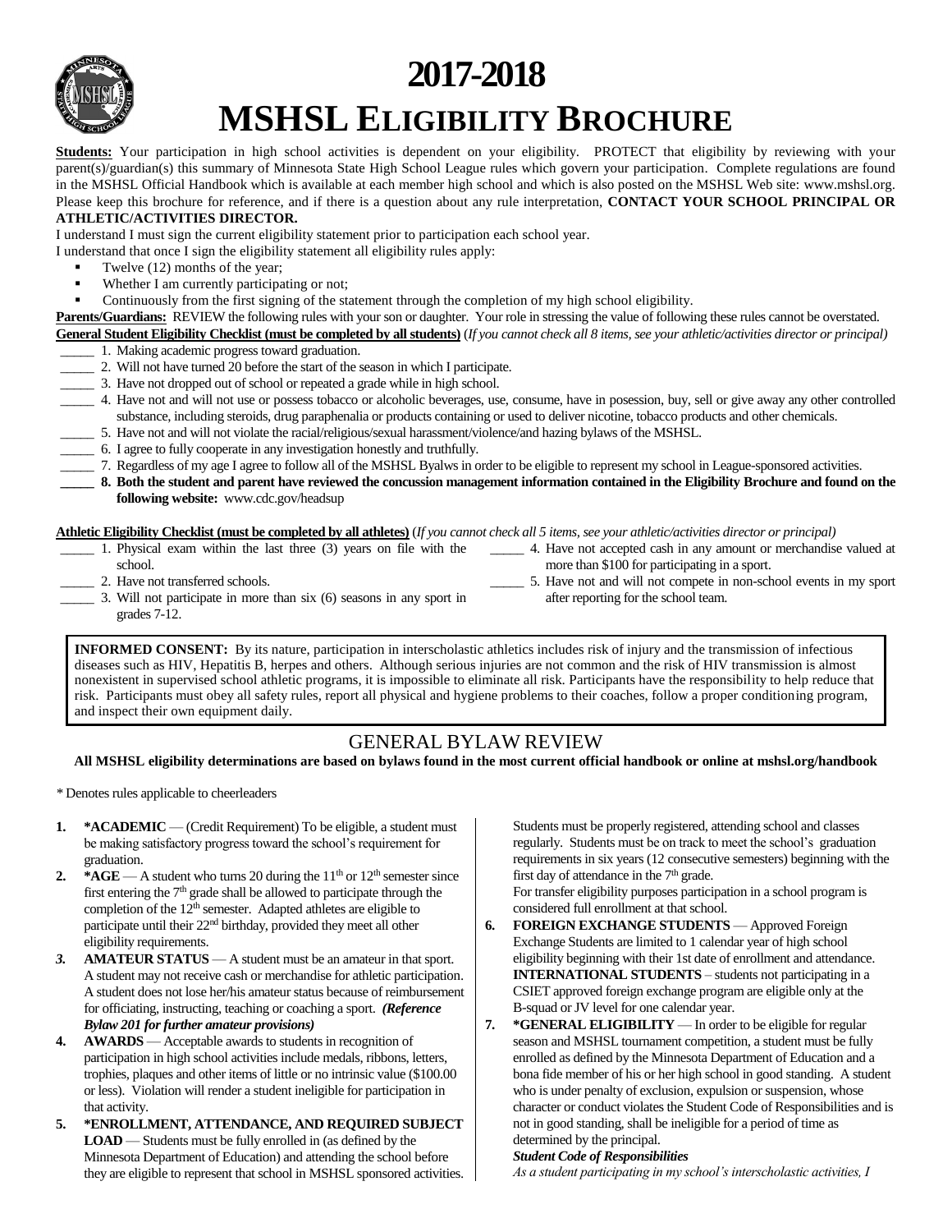# 2017-2018
# MSHSL ELIGIBILITY BROCHURE

**Students:** Your participation in high school activities is dependent on your eligibility. PROTECT that eligibility by reviewing with your parent(s)/guardian(s) this summary of Minnesota State High School League rules which govern your participation. Complete regulations are found in the MSHSL Official Handbook which is available at each member high school and which is also posted on the MSHSL Web site: www.mshsl.org. Please keep this brochure for reference, and if there is a question about any rule interpretation, **CONTACT YOUR SCHOOL PRINCIPAL OR ATHLETIC/ACTIVITIES DIRECTOR.**

I understand I must sign the current eligibility statement prior to participation each school year.

I understand that once I sign the eligibility statement all eligibility rules apply:

- Twelve (12) months of the year;
- Whether I am currently participating or not;
- Continuously from the first signing of the statement through the completion of my high school eligibility.

**Parents/Guardians:** REVIEW the following rules with your son or daughter. Your role in stressing the value of following these rules cannot be overstated.

**General Student Eligibility Checklist (must be completed by all students)** (*If you cannot check all 8 items, see your athletic/activities director or principal)*

_____ 1. Making academic progress toward graduation.

_____ 2. Will not have turned 20 before the start of the season in which I participate.

_____ 3. Have not dropped out of school or repeated a grade while in high school.

_____ 4. Have not and will not use or possess tobacco or alcoholic beverages, use, consume, have in posession, buy, sell or give away any other controlled substance, including steroids, drug paraphernalia or products containing or used to deliver nicotine, tobacco products and other chemicals.

_____ 5. Have not and will not violate the racial/religious/sexual harassment/violence/and hazing bylaws of the MSHSL.

_____ 6. I agree to fully cooperate in any investigation honestly and truthfully.

_____ 7. Regardless of my age I agree to follow all of the MSHSL Byalws in order to be eligible to represent my school in League-sponsored activities.

**_____ 8. Both the student and parent have reviewed the concussion management information contained in the Eligibility Brochure and found on the following website:** www.cdc.gov/headsup

**Athletic Eligibility Checklist (must be completed by all athletes)** (*If you cannot check all 5 items, see your athletic/activities director or principal)*

_____ 1. Physical exam within the last three (3) years on file with the school.

_____ 2. Have not transferred schools.

_____ 3. Will not participate in more than six (6) seasons in any sport in grades 7-12.

_____ 4. Have not accepted cash in any amount or merchandise valued at more than $100 for participating in a sport.

_____ 5. Have not and will not compete in non-school events in my sport after reporting for the school team.

**INFORMED CONSENT:** By its nature, participation in interscholastic athletics includes risk of injury and the transmission of infectious diseases such as HIV, Hepatitis B, herpes and others. Although serious injuries are not common and the risk of HIV transmission is almost nonexistent in supervised school athletic programs, it is impossible to eliminate all risk. Participants have the responsibility to help reduce that risk. Participants must obey all safety rules, report all physical and hygiene problems to their coaches, follow a proper conditioning program, and inspect their own equipment daily.

## GENERAL BYLAW REVIEW

**All MSHSL eligibility determinations are based on bylaws found in the most current official handbook or online at mshsl.org/handbook**

\* Denotes rules applicable to cheerleaders

1. **\*ACADEMIC** — (Credit Requirement) To be eligible, a student must be making satisfactory progress toward the school's requirement for graduation.
2. **\*AGE** — A student who turns 20 during the 11th or 12th semester since first entering the 7th grade shall be allowed to participate through the completion of the 12th semester. Adapted athletes are eligible to participate until their 22nd birthday, provided they meet all other eligibility requirements.
3. **AMATEUR STATUS** — A student must be an amateur in that sport. A student may not receive cash or merchandise for athletic participation. A student does not lose her/his amateur status because of reimbursement for officiating, instructing, teaching or coaching a sport. ***(Reference Bylaw 201 for further amateur provisions)***
4. **AWARDS** — Acceptable awards to students in recognition of participation in high school activities include medals, ribbons, letters, trophies, plaques and other items of little or no intrinsic value ($100.00 or less). Violation will render a student ineligible for participation in that activity.
5. **\*ENROLLMENT, ATTENDANCE, AND REQUIRED SUBJECT LOAD** — Students must be fully enrolled in (as defined by the Minnesota Department of Education) and attending the school before they are eligible to represent that school in MSHSL sponsored activities. Students must be properly registered, attending school and classes regularly. Students must be on track to meet the school's graduation requirements in six years (12 consecutive semesters) beginning with the first day of attendance in the 7th grade.
   For transfer eligibility purposes participation in a school program is considered full enrollment at that school.
6. **FOREIGN EXCHANGE STUDENTS** — Approved Foreign Exchange Students are limited to 1 calendar year of high school eligibility beginning with their 1st date of enrollment and attendance. **INTERNATIONAL STUDENTS** – students not participating in a CSIET approved foreign exchange program are eligible only at the B-squad or JV level for one calendar year.
7. **\*GENERAL ELIGIBILITY** — In order to be eligible for regular season and MSHSL tournament competition, a student must be fully enrolled as defined by the Minnesota Department of Education and a bona fide member of his or her high school in good standing. A student who is under penalty of exclusion, expulsion or suspension, whose character or conduct violates the Student Code of Responsibilities and is not in good standing, shall be ineligible for a period of time as determined by the principal.
   ***Student Code of Responsibilities***
   *As a student participating in my school's interscholastic activities, I*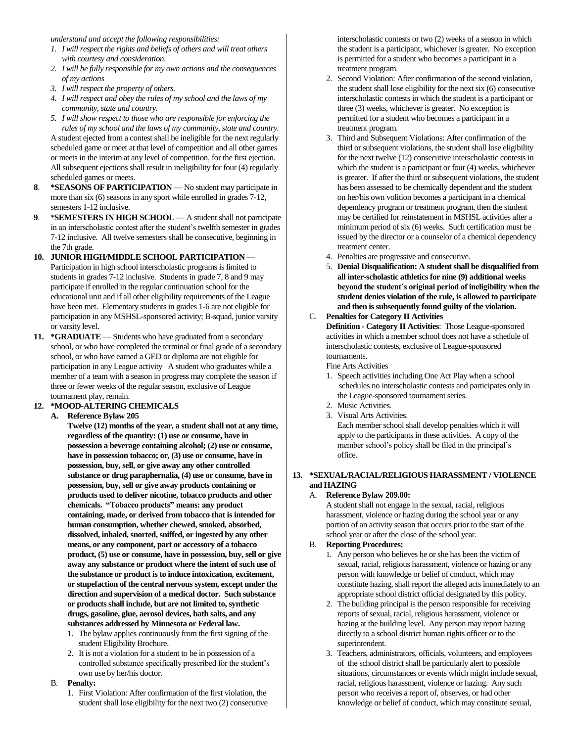*understand and accept the following responsibilities:*

1. *I will respect the rights and beliefs of others and will treat others with courtesy and consideration.*
2. *I will be fully responsible for my own actions and the consequences of my actions*
3. *I will respect the property of others.*
4. *I will respect and obey the rules of my school and the laws of my community, state and country.*
5. *I will show respect to those who are responsible for enforcing the rules of my school and the laws of my community, state and country.*

A student ejected from a contest shall be ineligible for the next regularly scheduled game or meet at that level of competition and all other games or meets in the interim at any level of competition, for the first ejection. All subsequent ejections shall result in ineligibility for four (4) regularly scheduled games or meets.

**8**. **\*SEASONS OF PARTICIPATION** — No student may participate in more than six (6) seasons in any sport while enrolled in grades 7-12, semesters 1-12 inclusive.

**9**. \***SEMESTERS IN HIGH SCHOOL** — A student shall not participate in an interscholastic contest after the student's twelfth semester in grades 7-12 inclusive. All twelve semesters shall be consecutive, beginning in the 7th grade.

**10. JUNIOR HIGH/MIDDLE SCHOOL PARTICIPATION** — Participation in high school interscholastic programs is limited to students in grades 7-12 inclusive. Students in grade 7, 8 and 9 may participate if enrolled in the regular continuation school for the educational unit and if all other eligibility requirements of the League have been met. Elementary students in grades 1-6 are not eligible for participation in any MSHSL-sponsored activity; B-squad, junior varsity or varsity level.

**11. \*GRADUATE** — Students who have graduated from a secondary school, or who have completed the terminal or final grade of a secondary school, or who have earned a GED or diploma are not eligible for participation in any League activity A student who graduates while a member of a team with a season in progress may complete the season if three or fewer weeks of the regular season, exclusive of League tournament play, remain.

**12. \*MOOD-ALTERING CHEMICALS**

**A. Reference Bylaw 205**

**Twelve (12) months of the year, a student shall not at any time, regardless of the quantity: (1) use or consume, have in possession a beverage containing alcohol; (2) use or consume, have in possession tobacco; or, (3) use or consume, have in possession, buy, sell, or give away any other controlled substance or drug paraphernalia, (4) use or consume, have in possession, buy, sell or give away products containing or products used to deliver nicotine, tobacco products and other chemicals. "Tobacco products" means: any product containing, made, or derived from tobacco that is intended for human consumption, whether chewed, smoked, absorbed, dissolved, inhaled, snorted, sniffed, or ingested by any other means, or any component, part or accessory of a tobacco product, (5) use or consume, have in possession, buy, sell or give away any substance or product where the intent of such use of the substance or product is to induce intoxication, excitement, or stupefaction of the central nervous system, except under the direction and supervision of a medical doctor. Such substance or products shall include, but are not limited to, synthetic drugs, gasoline, glue, aerosol devices, bath salts, and any substances addressed by Minnesota or Federal law.**

1. The bylaw applies continuously from the first signing of the student Eligibility Brochure.
2. It is not a violation for a student to be in possession of a controlled substance specifically prescribed for the student's own use by her/his doctor.

B. **Penalty:**

1. First Violation: After confirmation of the first violation, the student shall lose eligibility for the next two (2) consecutive interscholastic contests or two (2) weeks of a season in which the student is a participant, whichever is greater. No exception is permitted for a student who becomes a participant in a treatment program.
2. Second Violation: After confirmation of the second violation, the student shall lose eligibility for the next six (6) consecutive interscholastic contests in which the student is a participant or three (3) weeks, whichever is greater. No exception is permitted for a student who becomes a participant in a treatment program.
3. Third and Subsequent Violations: After confirmation of the third or subsequent violations, the student shall lose eligibility for the next twelve (12) consecutive interscholastic contests in which the student is a participant or four (4) weeks, whichever is greater. If after the third or subsequent violations, the student has been assessed to be chemically dependent and the student on her/his own volition becomes a participant in a chemical dependency program or treatment program, then the student may be certified for reinstatement in MSHSL activities after a minimum period of six (6) weeks. Such certification must be issued by the director or a counselor of a chemical dependency treatment center.
4. Penalties are progressive and consecutive.
5. **Denial Disqualification: A student shall be disqualified from all inter-scholastic athletics for nine (9) additional weeks beyond the student's original period of ineligibility when the student denies violation of the rule, is allowed to participate and then is subsequently found guilty of the violation.**

C. **Penalties for Category II Activities**

**Definition - Category II Activities**: Those League-sponsored activities in which a member school does not have a schedule of interscholastic contests, exclusive of League-sponsored tournaments.

Fine Arts Activities

1. Speech activities including One Act Play when a school schedules no interscholastic contests and participates only in the League-sponsored tournament series.
2. Music Activities.
3. Visual Arts Activities.

Each member school shall develop penalties which it will apply to the participants in these activities. A copy of the member school's policy shall be filed in the principal's office.

**13. \*SEXUAL/RACIAL/RELIGIOUS HARASSMENT / VIOLENCE and HAZING**

A. **Reference Bylaw 209.00:**

A student shall not engage in the sexual, racial, religious harassment, violence or hazing during the school year or any portion of an activity season that occurs prior to the start of the school year or after the close of the school year.

B. **Reporting Procedures:**

1. Any person who believes he or she has been the victim of sexual, racial, religious harassment, violence or hazing or any person with knowledge or belief of conduct, which may constitute hazing, shall report the alleged acts immediately to an appropriate school district official designated by this policy.
2. The building principal is the person responsible for receiving reports of sexual, racial, religious harassment, violence or hazing at the building level. Any person may report hazing directly to a school district human rights officer or to the superintendent.
3. Teachers, administrators, officials, volunteers, and employees of the school district shall be particularly alert to possible situations, circumstances or events which might include sexual, racial, religious harassment, violence or hazing. Any such person who receives a report of, observes, or had other knowledge or belief of conduct, which may constitute sexual,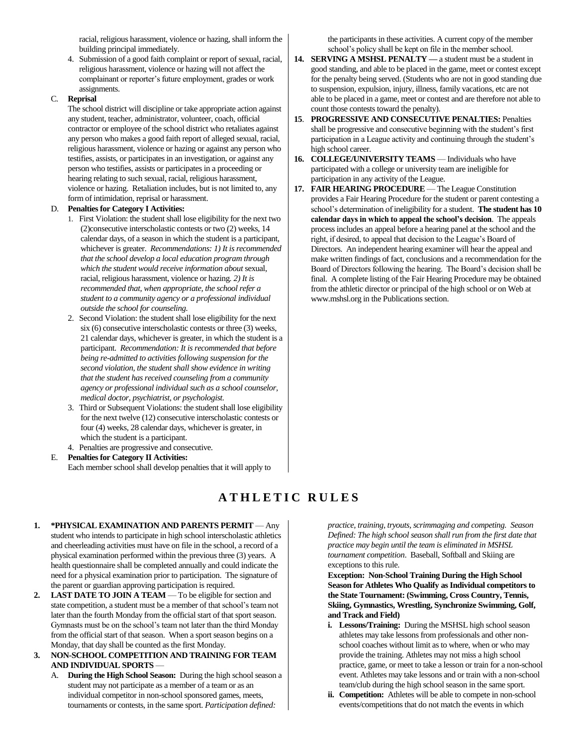racial, religious harassment, violence or hazing, shall inform the building principal immediately.

4. Submission of a good faith complaint or report of sexual, racial, religious harassment, violence or hazing will not affect the complainant or reporter's future employment, grades or work assignments.

C. **Reprisal**

The school district will discipline or take appropriate action against any student, teacher, administrator, volunteer, coach, official contractor or employee of the school district who retaliates against any person who makes a good faith report of alleged sexual, racial, religious harassment, violence or hazing or against any person who testifies, assists, or participates in an investigation, or against any person who testifies, assists or participates in a proceeding or hearing relating to such sexual, racial, religious harassment, violence or hazing. Retaliation includes, but is not limited to, any form of intimidation, reprisal or harassment.

D. **Penalties for Category I Activities:**

1. First Violation: the student shall lose eligibility for the next two (2)consecutive interscholastic contests or two (2) weeks, 14 calendar days, of a season in which the student is a participant, whichever is greater. *Recommendations: 1) It is recommended that the school develop a local education program through which the student would receive information about* sexual, racial, religious harassment, violence or hazing*. 2) It is recommended that, when appropriate, the school refer a student to a community agency or a professional individual outside the school for counseling.*
2. Second Violation: the student shall lose eligibility for the next six (6) consecutive interscholastic contests or three (3) weeks, 21 calendar days, whichever is greater, in which the student is a participant. *Recommendation: It is recommended that before being re-admitted to activities following suspension for the second violation, the student shall show evidence in writing that the student has received counseling from a community agency or professional individual such as a school counselor, medical doctor, psychiatrist, or psychologist.*
3. Third or Subsequent Violations: the student shall lose eligibility for the next twelve (12) consecutive interscholastic contests or four (4) weeks, 28 calendar days, whichever is greater, in which the student is a participant.
4. Penalties are progressive and consecutive.

E. **Penalties for Category II Activities:**

Each member school shall develop penalties that it will apply to the participants in these activities. A current copy of the member school's policy shall be kept on file in the member school.

**14. SERVING A MSHSL PENALTY —** a student must be a student in good standing, and able to be placed in the game, meet or contest except for the penalty being served. (Students who are not in good standing due to suspension, expulsion, injury, illness, family vacations, etc are not able to be placed in a game, meet or contest and are therefore not able to count those contests toward the penalty).

**15. PROGRESSIVE AND CONSECUTIVE PENALTIES:** Penalties shall be progressive and consecutive beginning with the student's first participation in a League activity and continuing through the student's high school career.

**16. COLLEGE/UNIVERSITY TEAMS** — Individuals who have participated with a college or university team are ineligible for participation in any activity of the League.

**17. FAIR HEARING PROCEDURE** — The League Constitution provides a Fair Hearing Procedure for the student or parent contesting a school's determination of ineligibility for a student. **The student has 10 calendar days in which to appeal the school's decision**. The appeals process includes an appeal before a hearing panel at the school and the right, if desired, to appeal that decision to the League's Board of Directors. An independent hearing examiner will hear the appeal and make written findings of fact, conclusions and a recommendation for the Board of Directors following the hearing. The Board's decision shall be final. A complete listing of the Fair Hearing Procedure may be obtained from the athletic director or principal of the high school or on Web at www.mshsl.org in the Publications section.

# ATHLETIC RULES

**1. *PHYSICAL EXAMINATION AND PARENTS PERMIT** — Any student who intends to participate in high school interscholastic athletics and cheerleading activities must have on file in the school, a record of a physical examination performed within the previous three (3) years. A health questionnaire shall be completed annually and could indicate the need for a physical examination prior to participation. The signature of the parent or guardian approving participation is required.

**2. LAST DATE TO JOIN A TEAM** — To be eligible for section and state competition, a student must be a member of that school's team not later than the fourth Monday from the official start of that sport season. Gymnasts must be on the school's team not later than the third Monday from the official start of that season. When a sport season begins on a Monday, that day shall be counted as the first Monday.

**3. NON-SCHOOL COMPETITION AND TRAINING FOR TEAM AND INDIVIDUAL SPORTS** —

A. **During the High School Season:** During the high school season a student may not participate as a member of a team or as an individual competitor in non-school sponsored games, meets, tournaments or contests, in the same sport. *Participation defined: practice, training, tryouts, scrimmaging and competing. Season Defined: The high school season shall run from the first date that practice may begin until the team is eliminated in MSHSL tournament competition*. Baseball, Softball and Skiing are exceptions to this rule.

**Exception: Non-School Training During the High School Season for Athletes Who Qualify as Individual competitors to the State Tournament: (Swimming, Cross Country, Tennis, Skiing, Gymnastics, Wrestling, Synchronize Swimming, Golf, and Track and Field)**

i. **Lessons/Training:** During the MSHSL high school season athletes may take lessons from professionals and other non-school coaches without limit as to where, when or who may provide the training. Athletes may not miss a high school practice, game, or meet to take a lesson or train for a non-school event. Athletes may take lessons and or train with a non-school team/club during the high school season in the same sport.

ii. **Competition:** Athletes will be able to compete in non-school events/competitions that do not match the events in which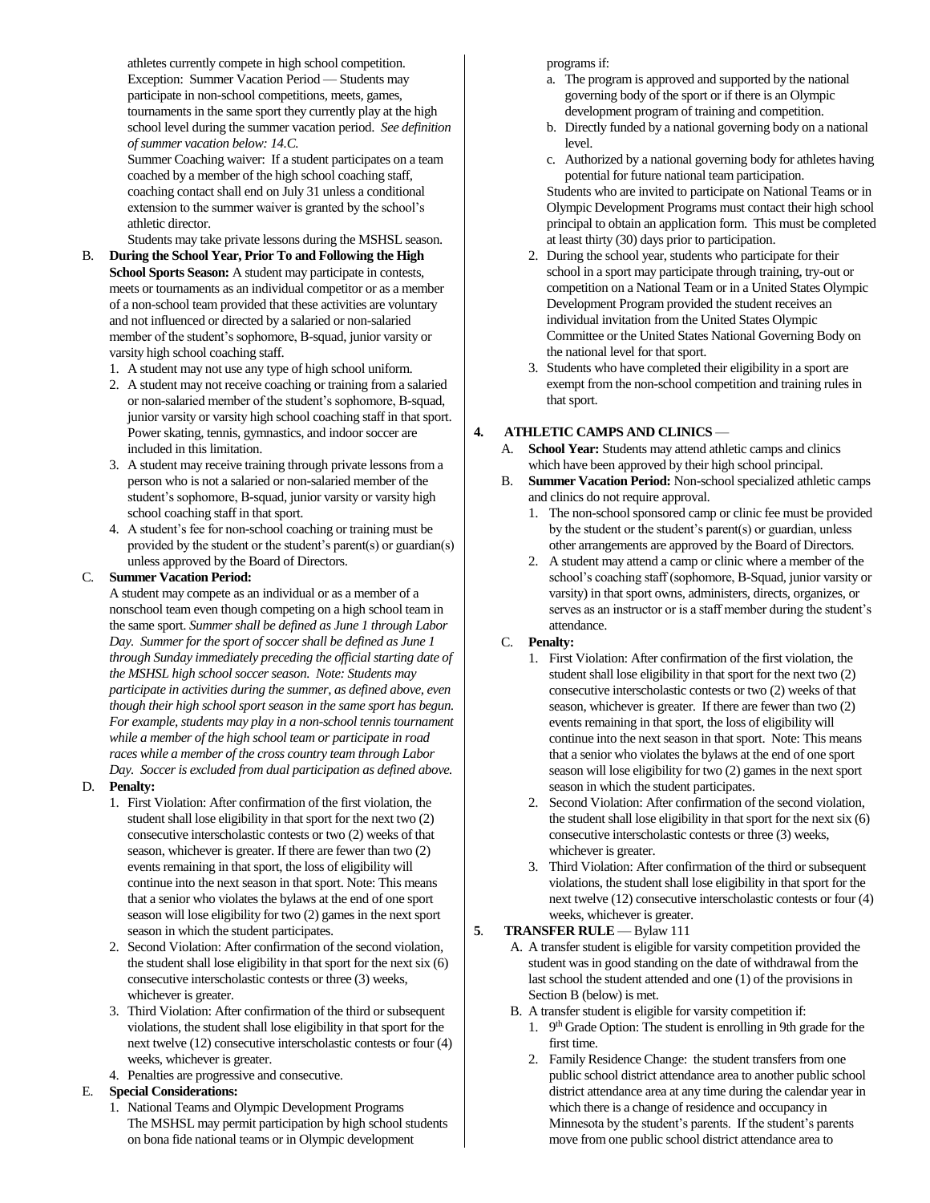athletes currently compete in high school competition. Exception: Summer Vacation Period — Students may participate in non-school competitions, meets, games, tournaments in the same sport they currently play at the high school level during the summer vacation period. *See definition of summer vacation below: 14.C.*

Summer Coaching waiver: If a student participates on a team coached by a member of the high school coaching staff, coaching contact shall end on July 31 unless a conditional extension to the summer waiver is granted by the school's athletic director.

Students may take private lessons during the MSHSL season.

B. **During the School Year, Prior To and Following the High School Sports Season:** A student may participate in contests, meets or tournaments as an individual competitor or as a member of a non-school team provided that these activities are voluntary and not influenced or directed by a salaried or non-salaried member of the student's sophomore, B-squad, junior varsity or varsity high school coaching staff.
   1. A student may not use any type of high school uniform.
   2. A student may not receive coaching or training from a salaried or non-salaried member of the student's sophomore, B-squad, junior varsity or varsity high school coaching staff in that sport. Power skating, tennis, gymnastics, and indoor soccer are included in this limitation.
   3. A student may receive training through private lessons from a person who is not a salaried or non-salaried member of the student's sophomore, B-squad, junior varsity or varsity high school coaching staff in that sport.
   4. A student's fee for non-school coaching or training must be provided by the student or the student's parent(s) or guardian(s) unless approved by the Board of Directors.

C. **Summer Vacation Period:**
A student may compete as an individual or as a member of a nonschool team even though competing on a high school team in the same sport. *Summer shall be defined as June 1 through Labor Day. Summer for the sport of soccer shall be defined as June 1 through Sunday immediately preceding the official starting date of the MSHSL high school soccer season. Note: Students may participate in activities during the summer, as defined above, even though their high school sport season in the same sport has begun. For example, students may play in a non-school tennis tournament while a member of the high school team or participate in road races while a member of the cross country team through Labor Day. Soccer is excluded from dual participation as defined above.*

D. **Penalty:**
   1. First Violation: After confirmation of the first violation, the student shall lose eligibility in that sport for the next two (2) consecutive interscholastic contests or two (2) weeks of that season, whichever is greater. If there are fewer than two (2) events remaining in that sport, the loss of eligibility will continue into the next season in that sport. Note: This means that a senior who violates the bylaws at the end of one sport season will lose eligibility for two (2) games in the next sport season in which the student participates.
   2. Second Violation: After confirmation of the second violation, the student shall lose eligibility in that sport for the next six (6) consecutive interscholastic contests or three (3) weeks, whichever is greater.
   3. Third Violation: After confirmation of the third or subsequent violations, the student shall lose eligibility in that sport for the next twelve (12) consecutive interscholastic contests or four (4) weeks, whichever is greater.
   4. Penalties are progressive and consecutive.

E. **Special Considerations:**
   1. National Teams and Olympic Development Programs
   The MSHSL may permit participation by high school students on bona fide national teams or in Olympic development programs if:
      a. The program is approved and supported by the national governing body of the sport or if there is an Olympic development program of training and competition.
      b. Directly funded by a national governing body on a national level.
      c. Authorized by a national governing body for athletes having potential for future national team participation.

   Students who are invited to participate on National Teams or in Olympic Development Programs must contact their high school principal to obtain an application form. This must be completed at least thirty (30) days prior to participation.
   2. During the school year, students who participate for their school in a sport may participate through training, try-out or competition on a National Team or in a United States Olympic Development Program provided the student receives an individual invitation from the United States Olympic Committee or the United States National Governing Body on the national level for that sport.
   3. Students who have completed their eligibility in a sport are exempt from the non-school competition and training rules in that sport.

## 4. ATHLETIC CAMPS AND CLINICS —

A. **School Year:** Students may attend athletic camps and clinics which have been approved by their high school principal.

B. **Summer Vacation Period:** Non-school specialized athletic camps and clinics do not require approval.
   1. The non-school sponsored camp or clinic fee must be provided by the student or the student's parent(s) or guardian, unless other arrangements are approved by the Board of Directors.
   2. A student may attend a camp or clinic where a member of the school's coaching staff (sophomore, B-Squad, junior varsity or varsity) in that sport owns, administers, directs, organizes, or serves as an instructor or is a staff member during the student's attendance.

C. **Penalty:**
   1. First Violation: After confirmation of the first violation, the student shall lose eligibility in that sport for the next two (2) consecutive interscholastic contests or two (2) weeks of that season, whichever is greater. If there are fewer than two (2) events remaining in that sport, the loss of eligibility will continue into the next season in that sport. Note: This means that a senior who violates the bylaws at the end of one sport season will lose eligibility for two (2) games in the next sport season in which the student participates.
   2. Second Violation: After confirmation of the second violation, the student shall lose eligibility in that sport for the next six (6) consecutive interscholastic contests or three (3) weeks, whichever is greater.
   3. Third Violation: After confirmation of the third or subsequent violations, the student shall lose eligibility in that sport for the next twelve (12) consecutive interscholastic contests or four (4) weeks, whichever is greater.

## 5. TRANSFER RULE — Bylaw 111

A. A transfer student is eligible for varsity competition provided the student was in good standing on the date of withdrawal from the last school the student attended and one (1) of the provisions in Section B (below) is met.

B. A transfer student is eligible for varsity competition if:
   1. 9th Grade Option: The student is enrolling in 9th grade for the first time.
   2. Family Residence Change: the student transfers from one public school district attendance area to another public school district attendance area at any time during the calendar year in which there is a change of residence and occupancy in Minnesota by the student's parents. If the student's parents move from one public school district attendance area to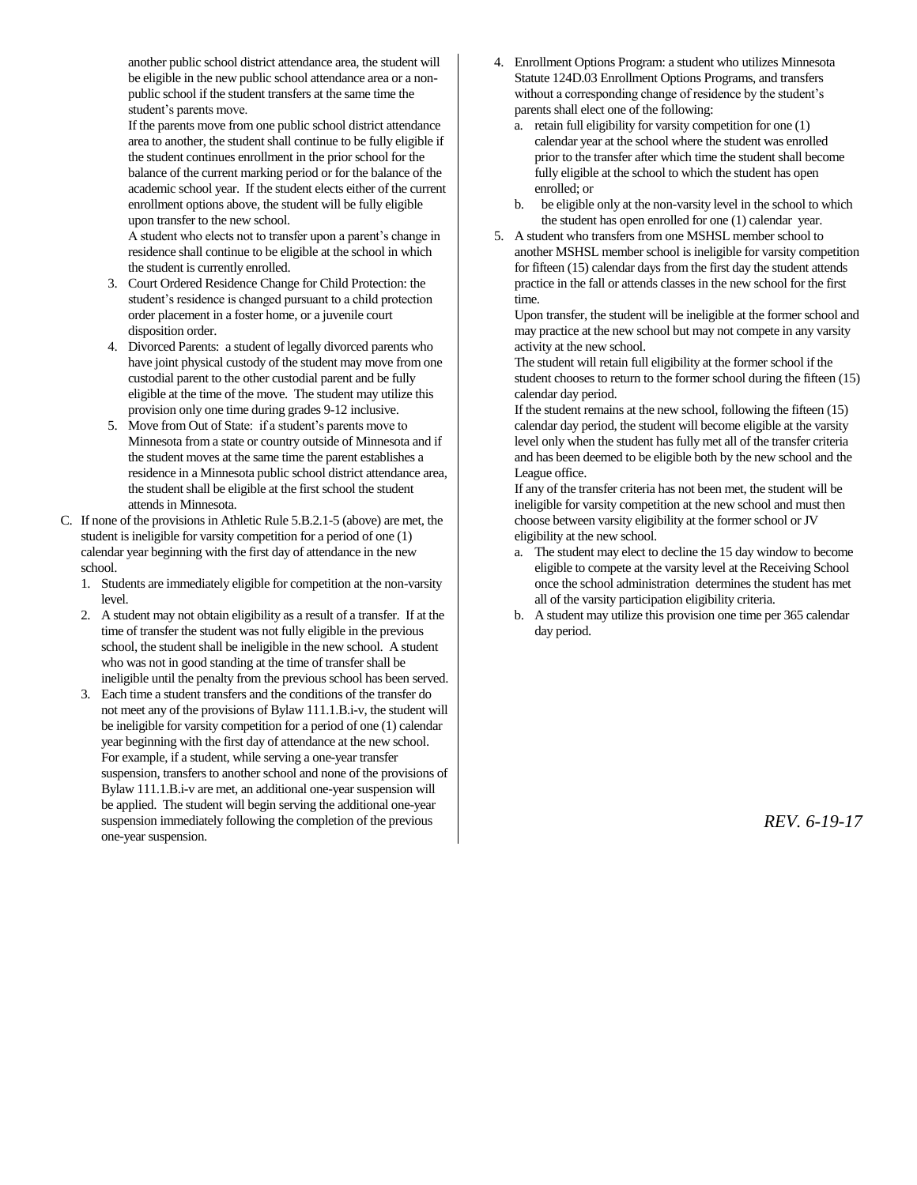another public school district attendance area, the student will be eligible in the new public school attendance area or a non-public school if the student transfers at the same time the student's parents move.

If the parents move from one public school district attendance area to another, the student shall continue to be fully eligible if the student continues enrollment in the prior school for the balance of the current marking period or for the balance of the academic school year. If the student elects either of the current enrollment options above, the student will be fully eligible upon transfer to the new school.

A student who elects not to transfer upon a parent's change in residence shall continue to be eligible at the school in which the student is currently enrolled.

3. Court Ordered Residence Change for Child Protection: the student's residence is changed pursuant to a child protection order placement in a foster home, or a juvenile court disposition order.
4. Divorced Parents: a student of legally divorced parents who have joint physical custody of the student may move from one custodial parent to the other custodial parent and be fully eligible at the time of the move. The student may utilize this provision only one time during grades 9-12 inclusive.
5. Move from Out of State: if a student's parents move to Minnesota from a state or country outside of Minnesota and if the student moves at the same time the parent establishes a residence in a Minnesota public school district attendance area, the student shall be eligible at the first school the student attends in Minnesota.

C. If none of the provisions in Athletic Rule 5.B.2.1-5 (above) are met, the student is ineligible for varsity competition for a period of one (1) calendar year beginning with the first day of attendance in the new school.
   1. Students are immediately eligible for competition at the non-varsity level.
   2. A student may not obtain eligibility as a result of a transfer. If at the time of transfer the student was not fully eligible in the previous school, the student shall be ineligible in the new school. A student who was not in good standing at the time of transfer shall be ineligible until the penalty from the previous school has been served.
   3. Each time a student transfers and the conditions of the transfer do not meet any of the provisions of Bylaw 111.1.B.i-v, the student will be ineligible for varsity competition for a period of one (1) calendar year beginning with the first day of attendance at the new school. For example, if a student, while serving a one-year transfer suspension, transfers to another school and none of the provisions of Bylaw 111.1.B.i-v are met, an additional one-year suspension will be applied. The student will begin serving the additional one-year suspension immediately following the completion of the previous one-year suspension.
   4. Enrollment Options Program: a student who utilizes Minnesota Statute 124D.03 Enrollment Options Programs, and transfers without a corresponding change of residence by the student's parents shall elect one of the following:
      a. retain full eligibility for varsity competition for one (1) calendar year at the school where the student was enrolled prior to the transfer after which time the student shall become fully eligible at the school to which the student has open enrolled; or
      b. be eligible only at the non-varsity level in the school to which the student has open enrolled for one (1) calendar year.
   5. A student who transfers from one MSHSL member school to another MSHSL member school is ineligible for varsity competition for fifteen (15) calendar days from the first day the student attends practice in the fall or attends classes in the new school for the first time.

      Upon transfer, the student will be ineligible at the former school and may practice at the new school but may not compete in any varsity activity at the new school.

      The student will retain full eligibility at the former school if the student chooses to return to the former school during the fifteen (15) calendar day period.

      If the student remains at the new school, following the fifteen (15) calendar day period, the student will become eligible at the varsity level only when the student has fully met all of the transfer criteria and has been deemed to be eligible both by the new school and the League office.

      If any of the transfer criteria has not been met, the student will be ineligible for varsity competition at the new school and must then choose between varsity eligibility at the former school or JV eligibility at the new school.
      a. The student may elect to decline the 15 day window to become eligible to compete at the varsity level at the Receiving School once the school administration determines the student has met all of the varsity participation eligibility criteria.
      b. A student may utilize this provision one time per 365 calendar day period.

*REV. 6-19-17*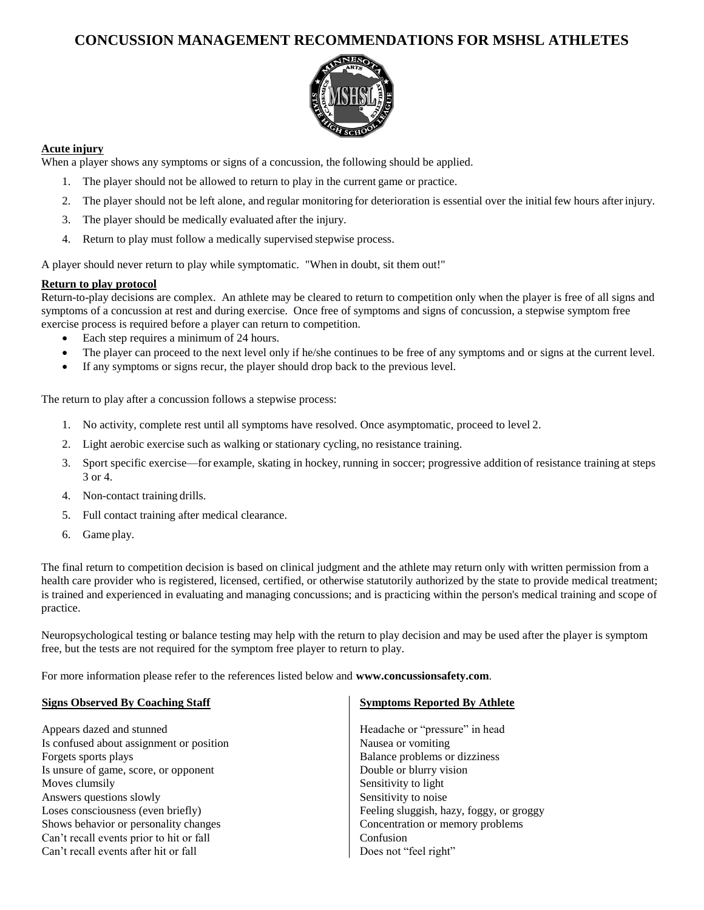# CONCUSSION MANAGEMENT RECOMMENDATIONS FOR MSHSL ATHLETES

**Acute injury**

When a player shows any symptoms or signs of a concussion, the following should be applied.

1. The player should not be allowed to return to play in the current game or practice.
2. The player should not be left alone, and regular monitoring for deterioration is essential over the initial few hours after injury.
3. The player should be medically evaluated after the injury.
4. Return to play must follow a medically supervised stepwise process.

A player should never return to play while symptomatic. "When in doubt, sit them out!"

**Return to play protocol**

Return-to-play decisions are complex. An athlete may be cleared to return to competition only when the player is free of all signs and symptoms of a concussion at rest and during exercise. Once free of symptoms and signs of concussion, a stepwise symptom free exercise process is required before a player can return to competition.

- Each step requires a minimum of 24 hours.
- The player can proceed to the next level only if he/she continues to be free of any symptoms and or signs at the current level.
- If any symptoms or signs recur, the player should drop back to the previous level.

The return to play after a concussion follows a stepwise process:

1. No activity, complete rest until all symptoms have resolved. Once asymptomatic, proceed to level 2.
2. Light aerobic exercise such as walking or stationary cycling, no resistance training.
3. Sport specific exercise—for example, skating in hockey, running in soccer; progressive addition of resistance training at steps 3 or 4.
4. Non-contact training drills.
5. Full contact training after medical clearance.
6. Game play.

The final return to competition decision is based on clinical judgment and the athlete may return only with written permission from a health care provider who is registered, licensed, certified, or otherwise statutorily authorized by the state to provide medical treatment; is trained and experienced in evaluating and managing concussions; and is practicing within the person's medical training and scope of practice.

Neuropsychological testing or balance testing may help with the return to play decision and may be used after the player is symptom free, but the tests are not required for the symptom free player to return to play.

For more information please refer to the references listed below and **www.concussionsafety.com**.

**Signs Observed By Coaching Staff**

Appears dazed and stunned
Is confused about assignment or position
Forgets sports plays
Is unsure of game, score, or opponent
Moves clumsily
Answers questions slowly
Loses consciousness (even briefly)
Shows behavior or personality changes
Can't recall events prior to hit or fall
Can't recall events after hit or fall

**Symptoms Reported By Athlete**

Headache or "pressure" in head
Nausea or vomiting
Balance problems or dizziness
Double or blurry vision
Sensitivity to light
Sensitivity to noise
Feeling sluggish, hazy, foggy, or groggy
Concentration or memory problems
Confusion
Does not "feel right"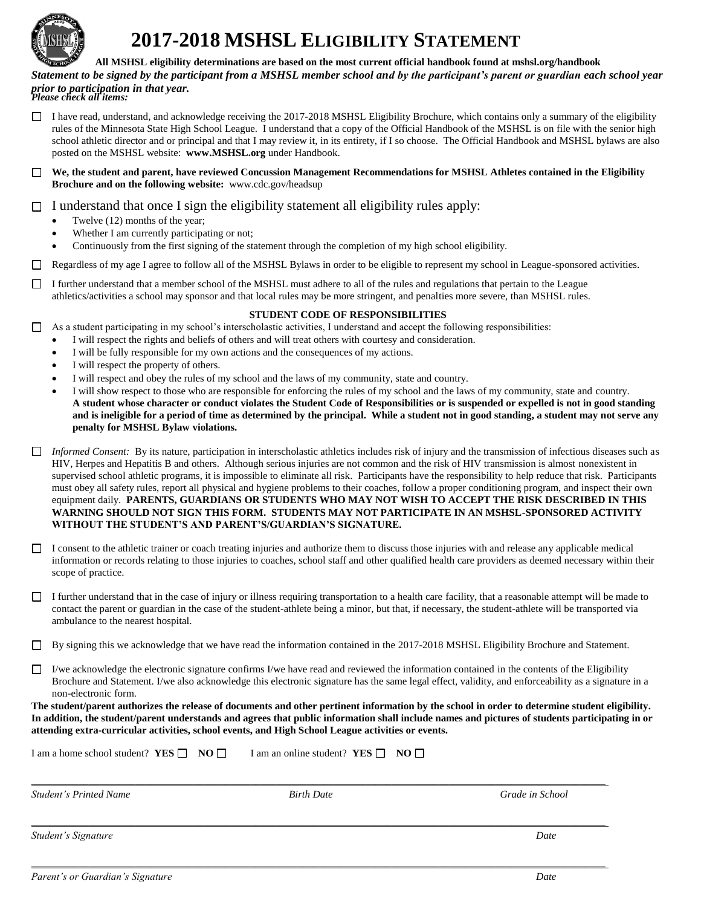# 2017-2018 MSHSL ELIGIBILITY STATEMENT

**All MSHSL eligibility determinations are based on the most current official handbook found at mshsl.org/handbook**

***Statement to be signed by the participant from a MSHSL member school and by the participant's parent or guardian each school year prior to participation in that year.***

***Please check all items:***

☐ I have read, understand, and acknowledge receiving the 2017-2018 MSHSL Eligibility Brochure, which contains only a summary of the eligibility rules of the Minnesota State High School League. I understand that a copy of the Official Handbook of the MSHSL is on file with the senior high school athletic director and or principal and that I may review it, in its entirety, if I so choose. The Official Handbook and MSHSL bylaws are also posted on the MSHSL website: **www.MSHSL.org** under Handbook.

☐ **We, the student and parent, have reviewed Concussion Management Recommendations for MSHSL Athletes contained in the Eligibility Brochure and on the following website:** www.cdc.gov/headsup

☐ I understand that once I sign the eligibility statement all eligibility rules apply:

- Twelve (12) months of the year;
- Whether I am currently participating or not;
- Continuously from the first signing of the statement through the completion of my high school eligibility.

☐ Regardless of my age I agree to follow all of the MSHSL Bylaws in order to be eligible to represent my school in League-sponsored activities.

☐ I further understand that a member school of the MSHSL must adhere to all of the rules and regulations that pertain to the League athletics/activities a school may sponsor and that local rules may be more stringent, and penalties more severe, than MSHSL rules.

**STUDENT CODE OF RESPONSIBILITIES**

☐ As a student participating in my school's interscholastic activities, I understand and accept the following responsibilities:

- I will respect the rights and beliefs of others and will treat others with courtesy and consideration.
- I will be fully responsible for my own actions and the consequences of my actions.
- I will respect the property of others.
- I will respect and obey the rules of my school and the laws of my community, state and country.
- I will show respect to those who are responsible for enforcing the rules of my school and the laws of my community, state and country.

**A student whose character or conduct violates the Student Code of Responsibilities or is suspended or expelled is not in good standing and is ineligible for a period of time as determined by the principal. While a student not in good standing, a student may not serve any penalty for MSHSL Bylaw violations.**

☐ *Informed Consent:* By its nature, participation in interscholastic athletics includes risk of injury and the transmission of infectious diseases such as HIV, Herpes and Hepatitis B and others. Although serious injuries are not common and the risk of HIV transmission is almost nonexistent in supervised school athletic programs, it is impossible to eliminate all risk. Participants have the responsibility to help reduce that risk. Participants must obey all safety rules, report all physical and hygiene problems to their coaches, follow a proper conditioning program, and inspect their own equipment daily. **PARENTS, GUARDIANS OR STUDENTS WHO MAY NOT WISH TO ACCEPT THE RISK DESCRIBED IN THIS WARNING SHOULD NOT SIGN THIS FORM. STUDENTS MAY NOT PARTICIPATE IN AN MSHSL-SPONSORED ACTIVITY WITHOUT THE STUDENT'S AND PARENT'S/GUARDIAN'S SIGNATURE.**

☐ I consent to the athletic trainer or coach treating injuries and authorize them to discuss those injuries with and release any applicable medical information or records relating to those injuries to coaches, school staff and other qualified health care providers as deemed necessary within their scope of practice.

☐ I further understand that in the case of injury or illness requiring transportation to a health care facility, that a reasonable attempt will be made to contact the parent or guardian in the case of the student-athlete being a minor, but that, if necessary, the student-athlete will be transported via ambulance to the nearest hospital.

☐ By signing this we acknowledge that we have read the information contained in the 2017-2018 MSHSL Eligibility Brochure and Statement.

☐ I/we acknowledge the electronic signature confirms I/we have read and reviewed the information contained in the contents of the Eligibility Brochure and Statement. I/we also acknowledge this electronic signature has the same legal effect, validity, and enforceability as a signature in a non-electronic form.

**The student/parent authorizes the release of documents and other pertinent information by the school in order to determine student eligibility. In addition, the student/parent understands and agrees that public information shall include names and pictures of students participating in or attending extra-curricular activities, school events, and High School League activities or events.**

I am a home school student? **YES** ☐ **NO** ☐ I am an online student? **YES** ☐ **NO** ☐

______________________________________________________________________

*Student's Printed Name* *Birth Date* *Grade in School*

______________________________________________________________________

*Student's Signature* *Date*

______________________________________________________________________

*Parent's or Guardian's Signature* *Date*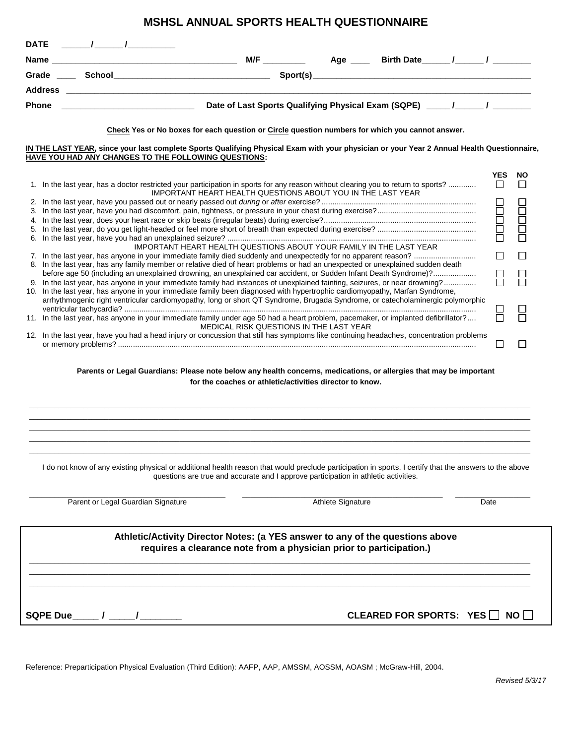# MSHSL ANNUAL SPORTS HEALTH QUESTIONNAIRE

**DATE** ______/______/__________

**Name** ________________________________________ **M/F** _________ **Age** ____ **Birth Date**______/______/ ________

**Grade** ____ **School**_________________________________ **Sport(s)**_____________________________________________

**Address** ______________________________________________________________________________________________

**Phone** ____________________________ **Date of Last Sports Qualifying Physical Exam (SQPE)** _____/______/ ________

**Check Yes or No boxes for each question or Circle question numbers for which you cannot answer.**

**IN THE LAST YEAR, since your last complete Sports Qualifying Physical Exam with your physician or your Year 2 Annual Health Questionnaire, HAVE YOU HAD ANY CHANGES TO THE FOLLOWING QUESTIONS:**

| | YES | NO |
|---|---|---|
| 1. In the last year, has a doctor restricted your participation in sports for any reason without clearing you to return to sports? | ☐ | ☐ |
| IMPORTANT HEART HEALTH QUESTIONS ABOUT YOU IN THE LAST YEAR | | |
| 2. In the last year, have you passed out or nearly passed out *during* or *after* exercise? | ☐ | ☐ |
| 3. In the last year, have you had discomfort, pain, tightness, or pressure in your chest during exercise? | ☐ | ☐ |
| 4. In the last year, does your heart race or skip beats (irregular beats) during exercise? | ☐ | ☐ |
| 5. In the last year, do you get light-headed or feel more short of breath than expected during exercise? | ☐ | ☐ |
| 6. In the last year, have you had an unexplained seizure? | ☐ | ☐ |
| IMPORTANT HEART HEALTH QUESTIONS ABOUT YOUR FAMILY IN THE LAST YEAR | | |
| 7. In the last year, has anyone in your immediate family died suddenly and unexpectedly for no apparent reason? | ☐ | ☐ |
| 8. In the last year, has any family member or relative died of heart problems or had an unexpected or unexplained sudden death before age 50 (including an unexplained drowning, an unexplained car accident, or Sudden Infant Death Syndrome)? | ☐ | ☐ |
| 9. In the last year, has anyone in your immediate family had instances of unexplained fainting, seizures, or near drowning? | ☐ | ☐ |
| 10. In the last year, has anyone in your immediate family been diagnosed with hypertrophic cardiomyopathy, Marfan Syndrome, arrhythmogenic right ventricular cardiomyopathy, long or short QT Syndrome, Brugada Syndrome, or catecholaminergic polymorphic ventricular tachycardia? | ☐ | ☐ |
| 11. In the last year, has anyone in your immediate family under age 50 had a heart problem, pacemaker, or implanted defibrillator? | ☐ | ☐ |
| MEDICAL RISK QUESTIONS IN THE LAST YEAR | | |
| 12. In the last year, have you had a head injury or concussion that still has symptoms like continuing headaches, concentration problems or memory problems? | ☐ | ☐ |

**Parents or Legal Guardians: Please note below any health concerns, medications, or allergies that may be important for the coaches or athletic/activities director to know.**

______________________________________________________________________________________________

______________________________________________________________________________________________

______________________________________________________________________________________________

______________________________________________________________________________________________

______________________________________________________________________________________________

I do not know of any existing physical or additional health reason that would preclude participation in sports. I certify that the answers to the above questions are true and accurate and I approve participation in athletic activities.

_______________________________ _______________________________ _______________

Parent or Legal Guardian Signature     Athlete Signature     Date

**Athletic/Activity Director Notes: (a YES answer to any of the questions above requires a clearance note from a physician prior to participation.)**

______________________________________________________________________________________________

______________________________________________________________________________________________

______________________________________________________________________________________________

**SQPE Due**_____ / _____/________     **CLEARED FOR SPORTS: YES** ☐ **NO** ☐

Reference: Preparticipation Physical Evaluation (Third Edition): AAFP, AAP, AMSSM, AOSSM, AOASM ; McGraw-Hill, 2004.

*Revised 5/3/17*